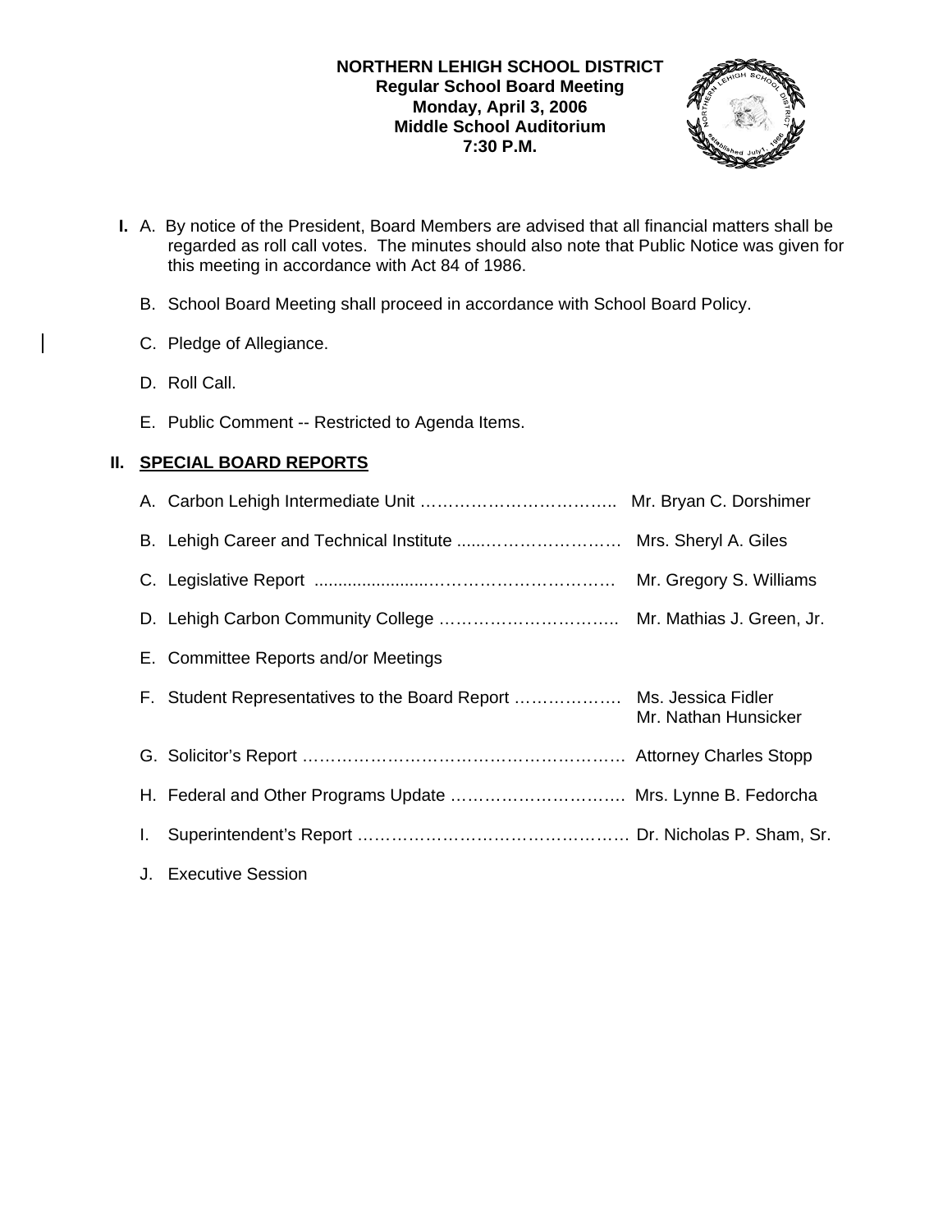**NORTHERN LEHIGH SCHOOL DISTRICT**
**Regular School Board Meeting**
**Monday, April 3, 2006**
**Middle School Auditorium**
**7:30 P.M.**

**I.** A. By notice of the President, Board Members are advised that all financial matters shall be regarded as roll call votes. The minutes should also note that Public Notice was given for this meeting in accordance with Act 84 of 1986.

B. School Board Meeting shall proceed in accordance with School Board Policy.

C. Pledge of Allegiance.

D. Roll Call.

E. Public Comment -- Restricted to Agenda Items.

## II. SPECIAL BOARD REPORTS

A. Carbon Lehigh Intermediate Unit …………………………….. Mr. Bryan C. Dorshimer

B. Lehigh Career and Technical Institute ......…………………… Mrs. Sheryl A. Giles

C. Legislative Report ......................…………………………… Mr. Gregory S. Williams

D. Lehigh Carbon Community College ………………………….. Mr. Mathias J. Green, Jr.

E. Committee Reports and/or Meetings

F. Student Representatives to the Board Report ………………. Ms. Jessica Fidler
Mr. Nathan Hunsicker

G. Solicitor's Report ………………………………………………… Attorney Charles Stopp

H. Federal and Other Programs Update …………………………. Mrs. Lynne B. Fedorcha

I. Superintendent's Report ………………………………………… Dr. Nicholas P. Sham, Sr.

J. Executive Session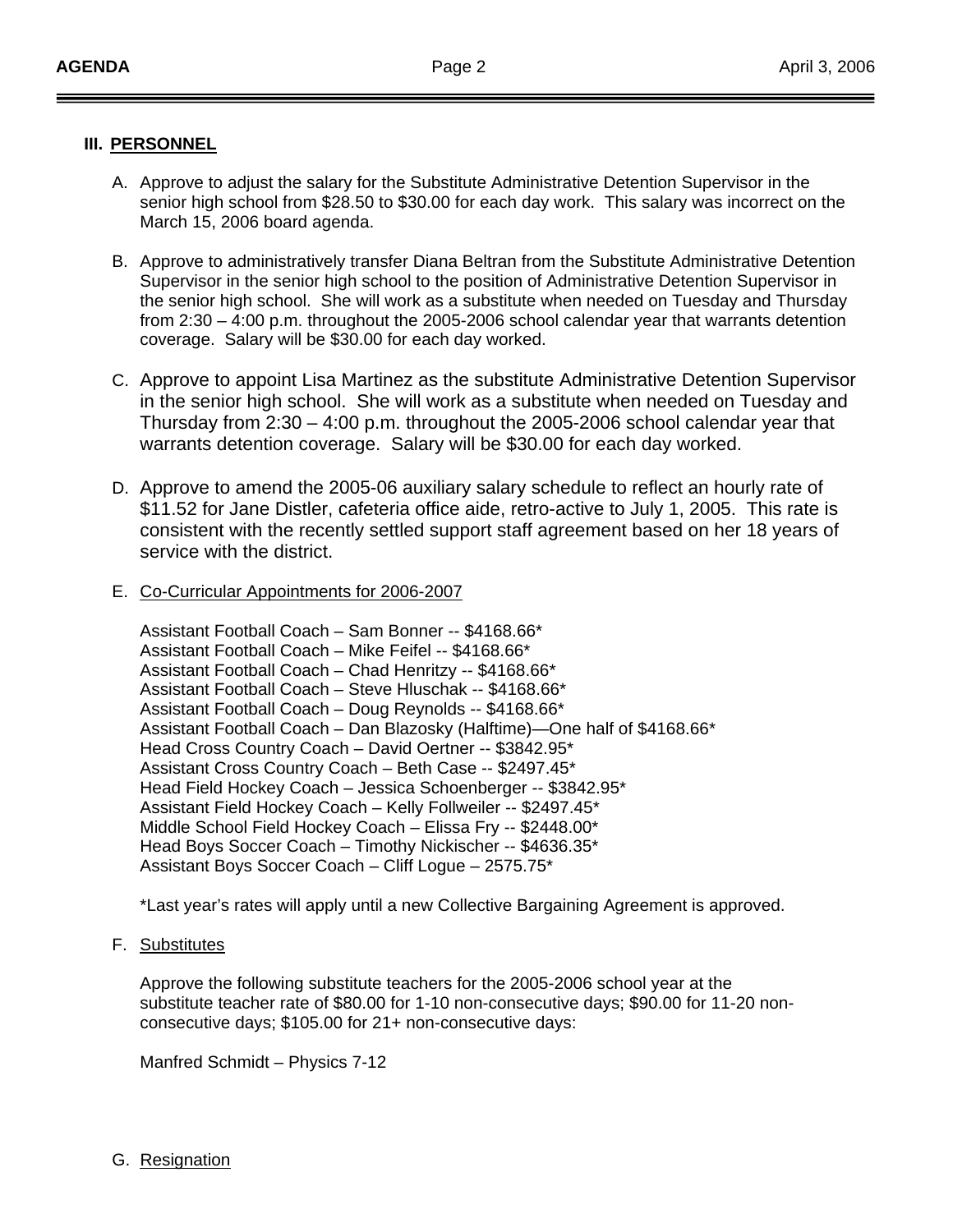## III. PERSONNEL

A. Approve to adjust the salary for the Substitute Administrative Detention Supervisor in the senior high school from $28.50 to $30.00 for each day work. This salary was incorrect on the March 15, 2006 board agenda.

B. Approve to administratively transfer Diana Beltran from the Substitute Administrative Detention Supervisor in the senior high school to the position of Administrative Detention Supervisor in the senior high school. She will work as a substitute when needed on Tuesday and Thursday from 2:30 – 4:00 p.m. throughout the 2005-2006 school calendar year that warrants detention coverage. Salary will be $30.00 for each day worked.

C. Approve to appoint Lisa Martinez as the substitute Administrative Detention Supervisor in the senior high school. She will work as a substitute when needed on Tuesday and Thursday from 2:30 – 4:00 p.m. throughout the 2005-2006 school calendar year that warrants detention coverage. Salary will be $30.00 for each day worked.

D. Approve to amend the 2005-06 auxiliary salary schedule to reflect an hourly rate of $11.52 for Jane Distler, cafeteria office aide, retro-active to July 1, 2005. This rate is consistent with the recently settled support staff agreement based on her 18 years of service with the district.

E. Co-Curricular Appointments for 2006-2007

Assistant Football Coach – Sam Bonner -- $4168.66*
Assistant Football Coach – Mike Feifel -- $4168.66*
Assistant Football Coach – Chad Henritzy -- $4168.66*
Assistant Football Coach – Steve Hluschak -- $4168.66*
Assistant Football Coach – Doug Reynolds -- $4168.66*
Assistant Football Coach – Dan Blazosky (Halftime)—One half of $4168.66*
Head Cross Country Coach – David Oertner -- $3842.95*
Assistant Cross Country Coach – Beth Case -- $2497.45*
Head Field Hockey Coach – Jessica Schoenberger -- $3842.95*
Assistant Field Hockey Coach – Kelly Follweiler -- $2497.45*
Middle School Field Hockey Coach – Elissa Fry -- $2448.00*
Head Boys Soccer Coach – Timothy Nickischer -- $4636.35*
Assistant Boys Soccer Coach – Cliff Logue – 2575.75*

*Last year's rates will apply until a new Collective Bargaining Agreement is approved.

F. Substitutes

Approve the following substitute teachers for the 2005-2006 school year at the substitute teacher rate of $80.00 for 1-10 non-consecutive days; $90.00 for 11-20 non-consecutive days; $105.00 for 21+ non-consecutive days:

Manfred Schmidt – Physics 7-12

G. Resignation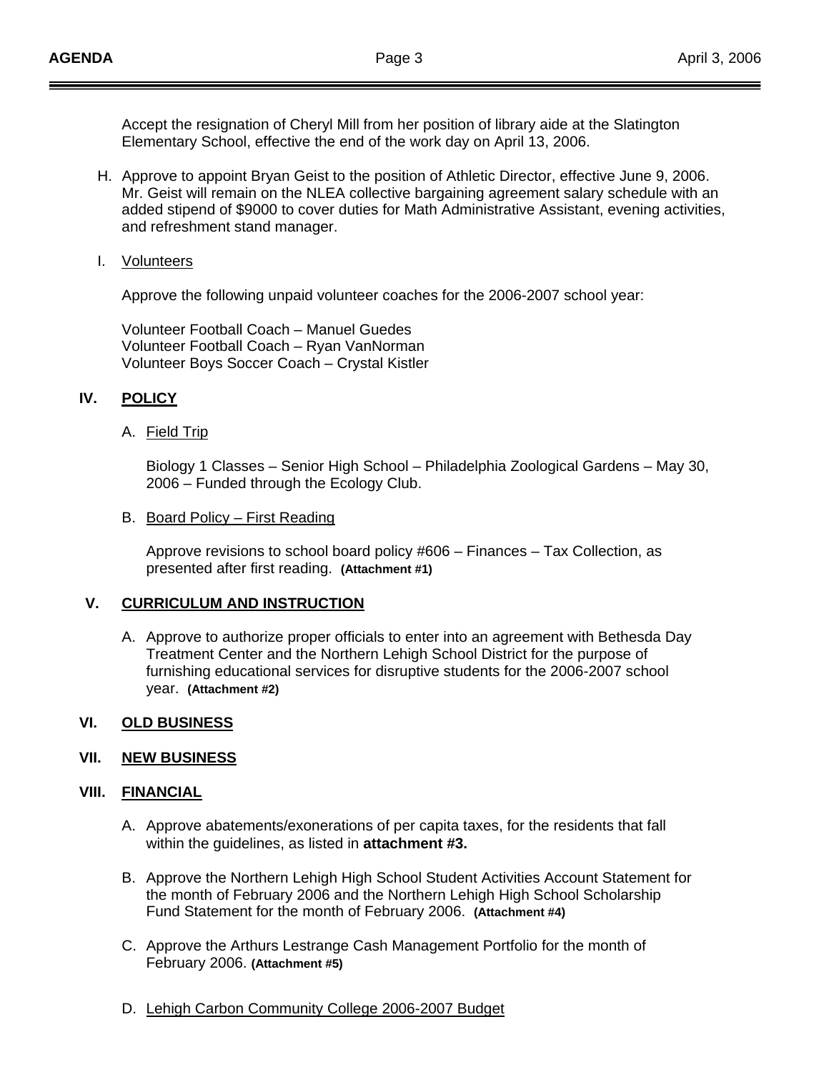Accept the resignation of Cheryl Mill from her position of library aide at the Slatington Elementary School, effective the end of the work day on April 13, 2006.

H. Approve to appoint Bryan Geist to the position of Athletic Director, effective June 9, 2006. Mr. Geist will remain on the NLEA collective bargaining agreement salary schedule with an added stipend of $9000 to cover duties for Math Administrative Assistant, evening activities, and refreshment stand manager.

I. Volunteers

Approve the following unpaid volunteer coaches for the 2006-2007 school year:

Volunteer Football Coach – Manuel Guedes
Volunteer Football Coach – Ryan VanNorman
Volunteer Boys Soccer Coach – Crystal Kistler

## IV. POLICY

A. Field Trip

Biology 1 Classes – Senior High School – Philadelphia Zoological Gardens – May 30, 2006 – Funded through the Ecology Club.

B. Board Policy – First Reading

Approve revisions to school board policy #606 – Finances – Tax Collection, as presented after first reading. **(Attachment #1)**

## V. CURRICULUM AND INSTRUCTION

A. Approve to authorize proper officials to enter into an agreement with Bethesda Day Treatment Center and the Northern Lehigh School District for the purpose of furnishing educational services for disruptive students for the 2006-2007 school year. **(Attachment #2)**

## VI. OLD BUSINESS

## VII. NEW BUSINESS

## VIII. FINANCIAL

A. Approve abatements/exonerations of per capita taxes, for the residents that fall within the guidelines, as listed in **attachment #3.**

B. Approve the Northern Lehigh High School Student Activities Account Statement for the month of February 2006 and the Northern Lehigh High School Scholarship Fund Statement for the month of February 2006. **(Attachment #4)**

C. Approve the Arthurs Lestrange Cash Management Portfolio for the month of February 2006. **(Attachment #5)**

D. Lehigh Carbon Community College 2006-2007 Budget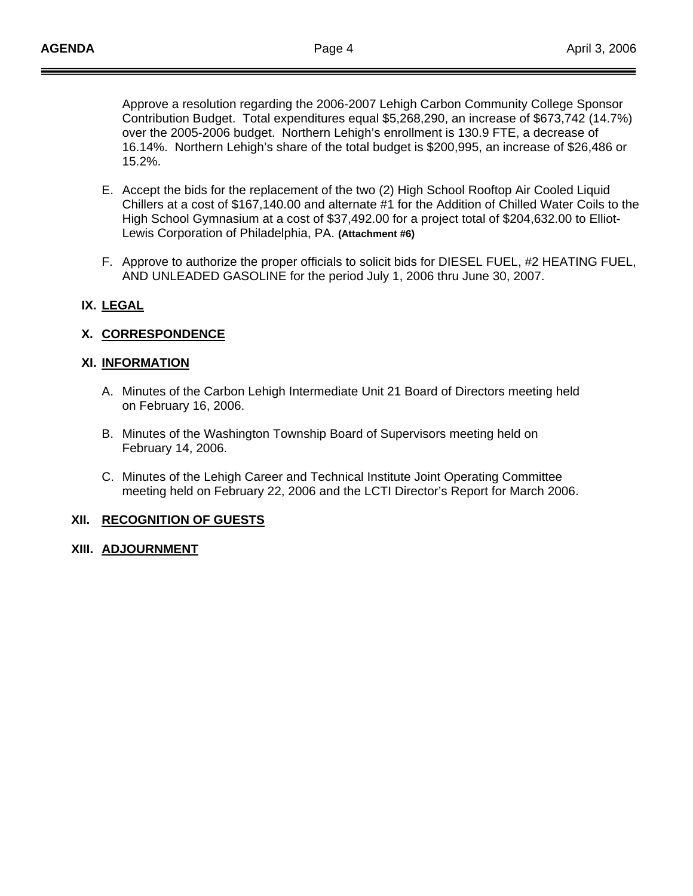Approve a resolution regarding the 2006-2007 Lehigh Carbon Community College Sponsor Contribution Budget. Total expenditures equal $5,268,290, an increase of $673,742 (14.7%) over the 2005-2006 budget. Northern Lehigh's enrollment is 130.9 FTE, a decrease of 16.14%. Northern Lehigh's share of the total budget is $200,995, an increase of $26,486 or 15.2%.

E. Accept the bids for the replacement of the two (2) High School Rooftop Air Cooled Liquid Chillers at a cost of $167,140.00 and alternate #1 for the Addition of Chilled Water Coils to the High School Gymnasium at a cost of $37,492.00 for a project total of $204,632.00 to Elliot-Lewis Corporation of Philadelphia, PA. **(Attachment #6)**

F. Approve to authorize the proper officials to solicit bids for DIESEL FUEL, #2 HEATING FUEL, AND UNLEADED GASOLINE for the period July 1, 2006 thru June 30, 2007.

## IX. LEGAL

## X. CORRESPONDENCE

## XI. INFORMATION

A. Minutes of the Carbon Lehigh Intermediate Unit 21 Board of Directors meeting held on February 16, 2006.

B. Minutes of the Washington Township Board of Supervisors meeting held on February 14, 2006.

C. Minutes of the Lehigh Career and Technical Institute Joint Operating Committee meeting held on February 22, 2006 and the LCTI Director's Report for March 2006.

## XII. RECOGNITION OF GUESTS

## XIII. ADJOURNMENT